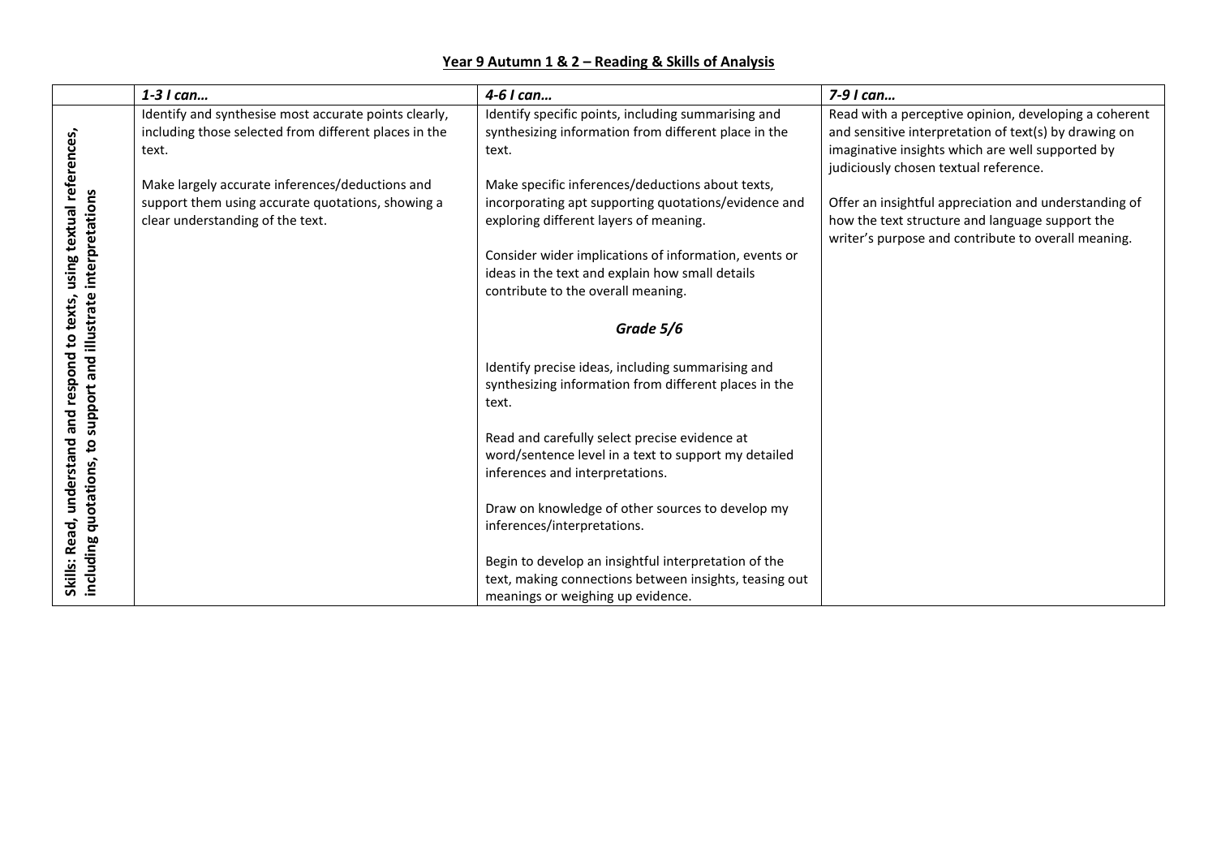**Year 9 Autumn 1 & 2 – Reading & Skills of Analysis**

| | *1-3 I can…* | *4-6 I can…* | *7-9 I can…* |
|---|---|---|---|
| **Skills: Read, understand and respond to texts, using textual references, including quotations, to support and illustrate interpretations** | Identify and synthesise most accurate points clearly, including those selected from different places in the text.<br><br>Make largely accurate inferences/deductions and support them using accurate quotations, showing a clear understanding of the text. | Identify specific points, including summarising and synthesizing information from different place in the text.<br><br>Make specific inferences/deductions about texts, incorporating apt supporting quotations/evidence and exploring different layers of meaning.<br><br>Consider wider implications of information, events or ideas in the text and explain how small details contribute to the overall meaning.<br><br>***Grade 5/6***<br><br>Identify precise ideas, including summarising and synthesizing information from different places in the text.<br><br>Read and carefully select precise evidence at word/sentence level in a text to support my detailed inferences and interpretations.<br><br>Draw on knowledge of other sources to develop my inferences/interpretations.<br><br>Begin to develop an insightful interpretation of the text, making connections between insights, teasing out meanings or weighing up evidence. | Read with a perceptive opinion, developing a coherent and sensitive interpretation of text(s) by drawing on imaginative insights which are well supported by judiciously chosen textual reference.<br><br>Offer an insightful appreciation and understanding of how the text structure and language support the writer's purpose and contribute to overall meaning. |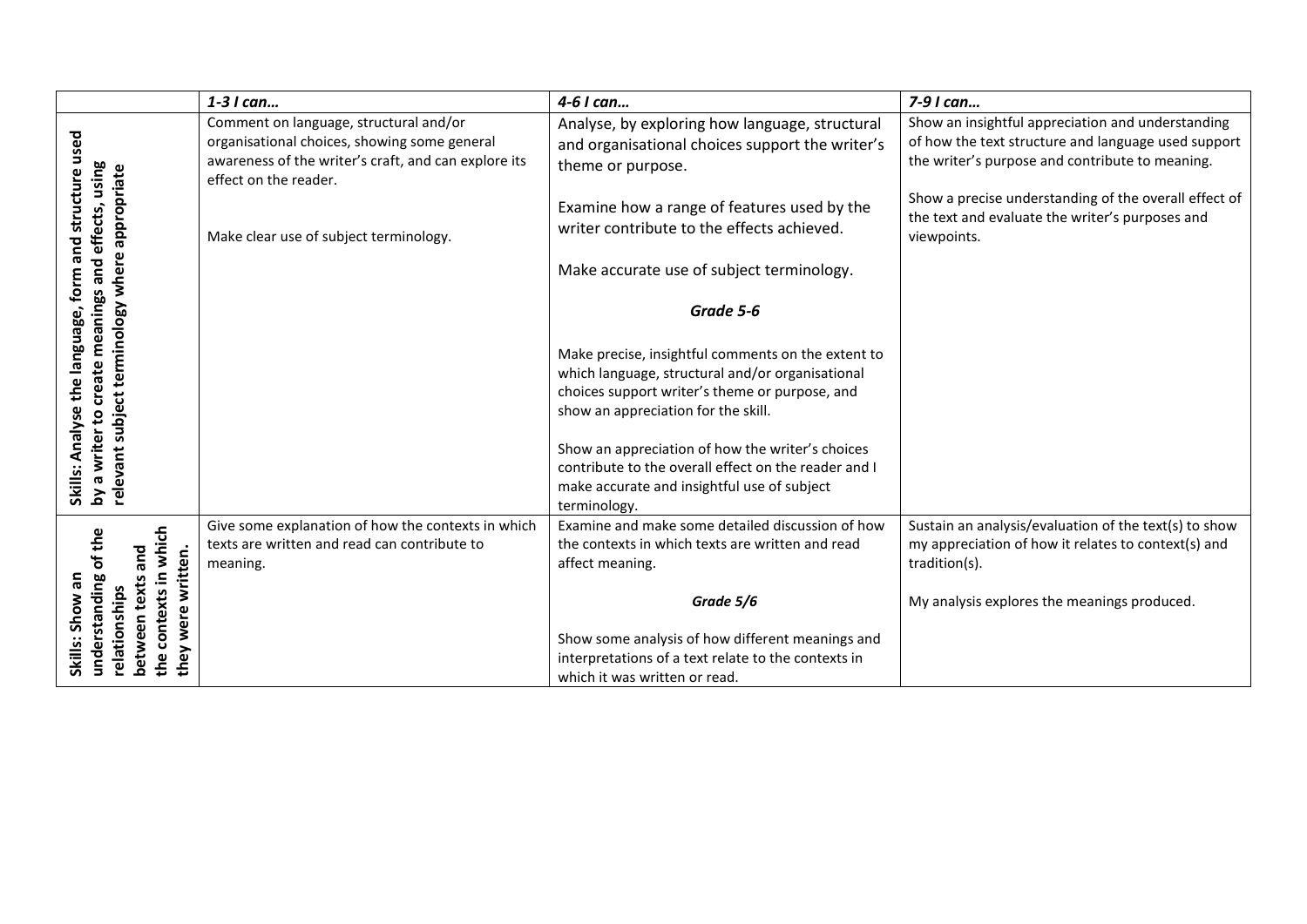| | *1-3 I can…* | *4-6 I can…* | *7-9 I can…* |
|---|---|---|---|
| **Skills: Analyse the language, form and structure used by a writer to create meanings and effects, using relevant subject terminology where appropriate** | Comment on language, structural and/or organisational choices, showing some general awareness of the writer's craft, and can explore its effect on the reader.<br><br>Make clear use of subject terminology. | Analyse, by exploring how language, structural and organisational choices support the writer's theme or purpose.<br><br>Examine how a range of features used by the writer contribute to the effects achieved.<br><br>Make accurate use of subject terminology.<br><br>***Grade 5-6***<br><br>Make precise, insightful comments on the extent to which language, structural and/or organisational choices support writer's theme or purpose, and show an appreciation for the skill.<br><br>Show an appreciation of how the writer's choices contribute to the overall effect on the reader and I make accurate and insightful use of subject terminology. | Show an insightful appreciation and understanding of how the text structure and language used support the writer's purpose and contribute to meaning.<br><br>Show a precise understanding of the overall effect of the text and evaluate the writer's purposes and viewpoints. |
| **Skills: Show an understanding of the relationships between texts and the contexts in which they were written.** | Give some explanation of how the contexts in which texts are written and read can contribute to meaning. | Examine and make some detailed discussion of how the contexts in which texts are written and read affect meaning.<br><br>***Grade 5/6***<br><br>Show some analysis of how different meanings and interpretations of a text relate to the contexts in which it was written or read. | Sustain an analysis/evaluation of the text(s) to show my appreciation of how it relates to context(s) and tradition(s).<br><br>My analysis explores the meanings produced. |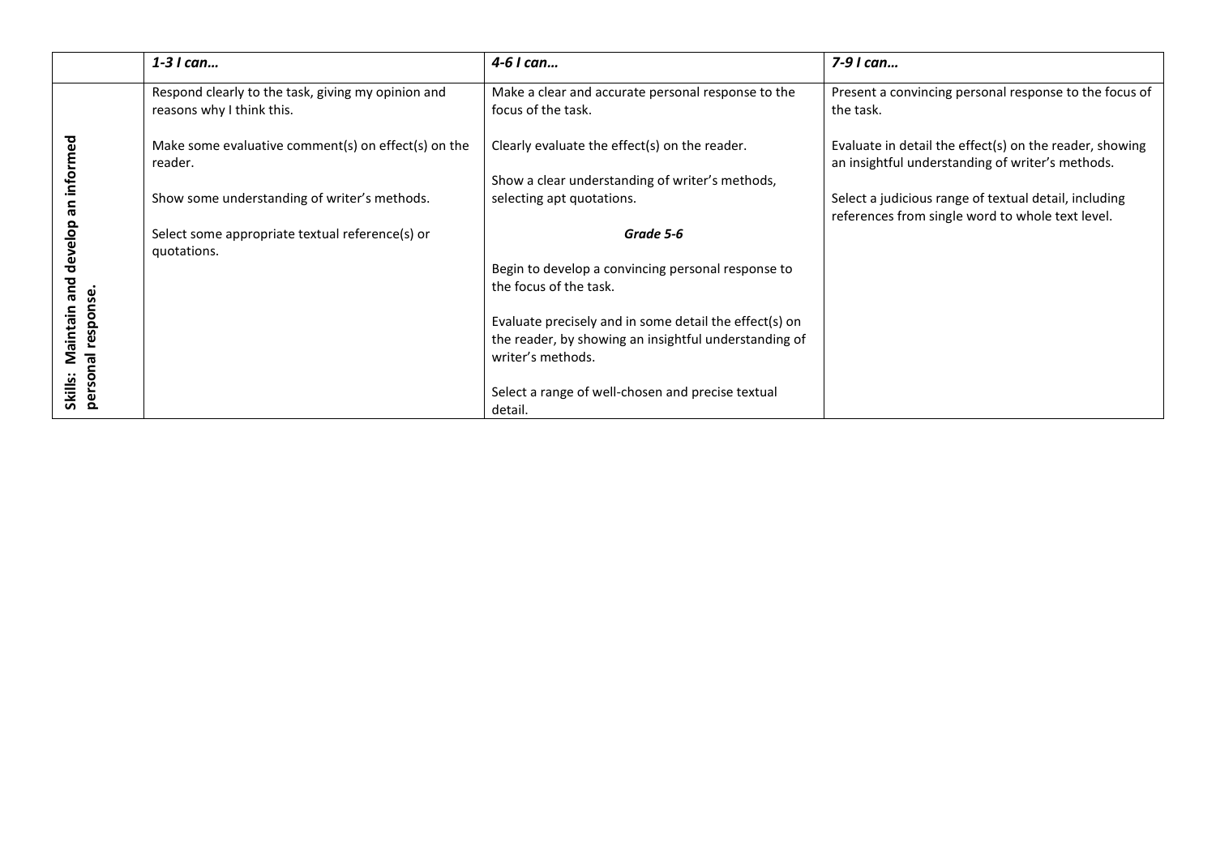| | *1-3 I can…* | *4-6 I can…* | *7-9 I can…* |
|---|---|---|---|
| **Skills: Maintain and develop an informed personal response.** | Respond clearly to the task, giving my opinion and reasons why I think this.<br><br>Make some evaluative comment(s) on effect(s) on the reader.<br><br>Show some understanding of writer's methods.<br><br>Select some appropriate textual reference(s) or quotations. | Make a clear and accurate personal response to the focus of the task.<br><br>Clearly evaluate the effect(s) on the reader.<br><br>Show a clear understanding of writer's methods, selecting apt quotations.<br><br>***Grade 5-6***<br><br>Begin to develop a convincing personal response to the focus of the task.<br><br>Evaluate precisely and in some detail the effect(s) on the reader, by showing an insightful understanding of writer's methods.<br><br>Select a range of well-chosen and precise textual detail. | Present a convincing personal response to the focus of the task.<br><br>Evaluate in detail the effect(s) on the reader, showing an insightful understanding of writer's methods.<br><br>Select a judicious range of textual detail, including references from single word to whole text level. |